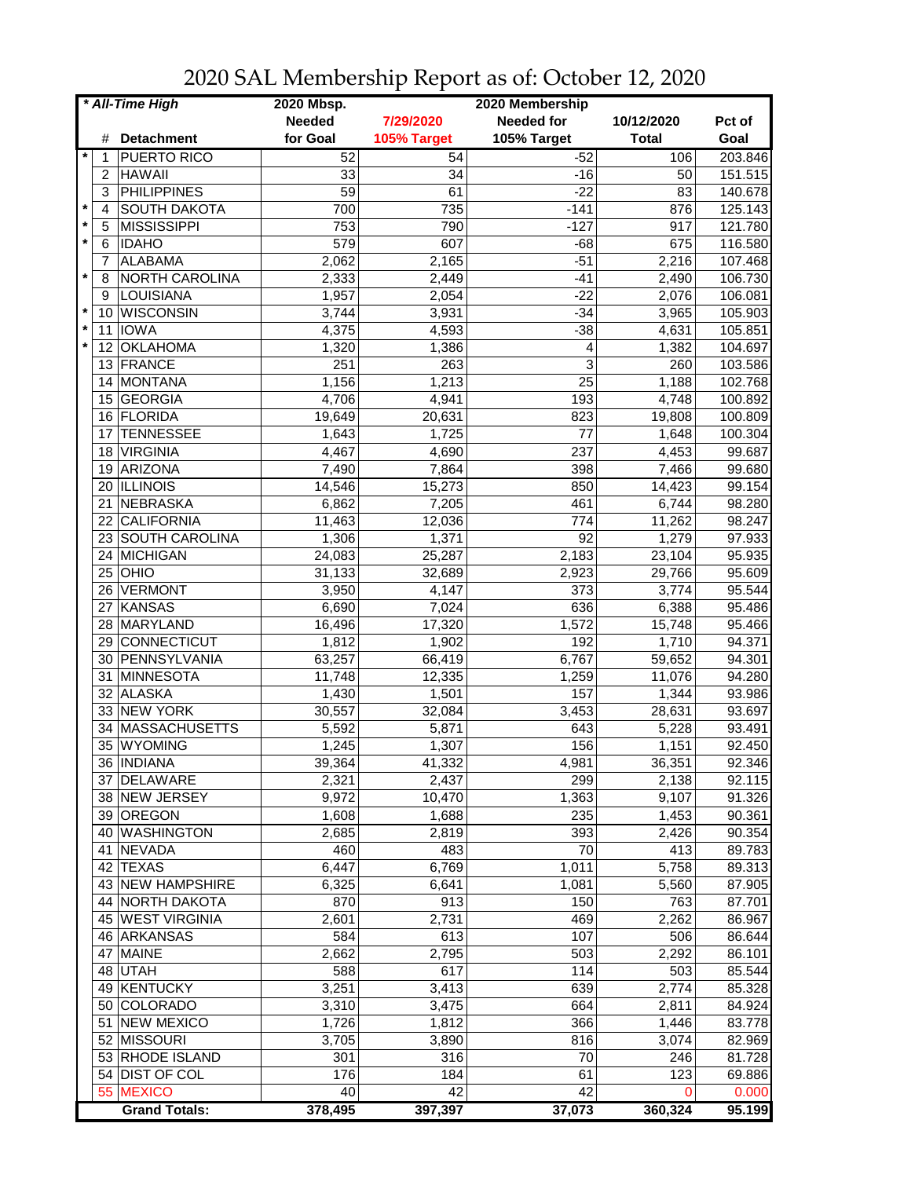# 2020 SAL Membership Report as of: October 12, 2020

| * All-Time High | | | 2020 Mbsp. | | 2020 Membership | | |
|---|---|---|---|---|---|---|---|
| | # | Detachment | Needed for Goal | 7/29/2020 105% Target | Needed for 105% Target | 10/12/2020 Total | Pct of Goal |
| * | 1 | PUERTO RICO | 52 | 54 | -52 | 106 | 203.846 |
| | 2 | HAWAII | 33 | 34 | -16 | 50 | 151.515 |
| | 3 | PHILIPPINES | 59 | 61 | -22 | 83 | 140.678 |
| * | 4 | SOUTH DAKOTA | 700 | 735 | -141 | 876 | 125.143 |
| * | 5 | MISSISSIPPI | 753 | 790 | -127 | 917 | 121.780 |
| * | 6 | IDAHO | 579 | 607 | -68 | 675 | 116.580 |
| | 7 | ALABAMA | 2,062 | 2,165 | -51 | 2,216 | 107.468 |
| * | 8 | NORTH CAROLINA | 2,333 | 2,449 | -41 | 2,490 | 106.730 |
| | 9 | LOUISIANA | 1,957 | 2,054 | -22 | 2,076 | 106.081 |
| * | 10 | WISCONSIN | 3,744 | 3,931 | -34 | 3,965 | 105.903 |
| * | 11 | IOWA | 4,375 | 4,593 | -38 | 4,631 | 105.851 |
| * | 12 | OKLAHOMA | 1,320 | 1,386 | 4 | 1,382 | 104.697 |
| | 13 | FRANCE | 251 | 263 | 3 | 260 | 103.586 |
| | 14 | MONTANA | 1,156 | 1,213 | 25 | 1,188 | 102.768 |
| | 15 | GEORGIA | 4,706 | 4,941 | 193 | 4,748 | 100.892 |
| | 16 | FLORIDA | 19,649 | 20,631 | 823 | 19,808 | 100.809 |
| | 17 | TENNESSEE | 1,643 | 1,725 | 77 | 1,648 | 100.304 |
| | 18 | VIRGINIA | 4,467 | 4,690 | 237 | 4,453 | 99.687 |
| | 19 | ARIZONA | 7,490 | 7,864 | 398 | 7,466 | 99.680 |
| | 20 | ILLINOIS | 14,546 | 15,273 | 850 | 14,423 | 99.154 |
| | 21 | NEBRASKA | 6,862 | 7,205 | 461 | 6,744 | 98.280 |
| | 22 | CALIFORNIA | 11,463 | 12,036 | 774 | 11,262 | 98.247 |
| | 23 | SOUTH CAROLINA | 1,306 | 1,371 | 92 | 1,279 | 97.933 |
| | 24 | MICHIGAN | 24,083 | 25,287 | 2,183 | 23,104 | 95.935 |
| | 25 | OHIO | 31,133 | 32,689 | 2,923 | 29,766 | 95.609 |
| | 26 | VERMONT | 3,950 | 4,147 | 373 | 3,774 | 95.544 |
| | 27 | KANSAS | 6,690 | 7,024 | 636 | 6,388 | 95.486 |
| | 28 | MARYLAND | 16,496 | 17,320 | 1,572 | 15,748 | 95.466 |
| | 29 | CONNECTICUT | 1,812 | 1,902 | 192 | 1,710 | 94.371 |
| | 30 | PENNSYLVANIA | 63,257 | 66,419 | 6,767 | 59,652 | 94.301 |
| | 31 | MINNESOTA | 11,748 | 12,335 | 1,259 | 11,076 | 94.280 |
| | 32 | ALASKA | 1,430 | 1,501 | 157 | 1,344 | 93.986 |
| | 33 | NEW YORK | 30,557 | 32,084 | 3,453 | 28,631 | 93.697 |
| | 34 | MASSACHUSETTS | 5,592 | 5,871 | 643 | 5,228 | 93.491 |
| | 35 | WYOMING | 1,245 | 1,307 | 156 | 1,151 | 92.450 |
| | 36 | INDIANA | 39,364 | 41,332 | 4,981 | 36,351 | 92.346 |
| | 37 | DELAWARE | 2,321 | 2,437 | 299 | 2,138 | 92.115 |
| | 38 | NEW JERSEY | 9,972 | 10,470 | 1,363 | 9,107 | 91.326 |
| | 39 | OREGON | 1,608 | 1,688 | 235 | 1,453 | 90.361 |
| | 40 | WASHINGTON | 2,685 | 2,819 | 393 | 2,426 | 90.354 |
| | 41 | NEVADA | 460 | 483 | 70 | 413 | 89.783 |
| | 42 | TEXAS | 6,447 | 6,769 | 1,011 | 5,758 | 89.313 |
| | 43 | NEW HAMPSHIRE | 6,325 | 6,641 | 1,081 | 5,560 | 87.905 |
| | 44 | NORTH DAKOTA | 870 | 913 | 150 | 763 | 87.701 |
| | 45 | WEST VIRGINIA | 2,601 | 2,731 | 469 | 2,262 | 86.967 |
| | 46 | ARKANSAS | 584 | 613 | 107 | 506 | 86.644 |
| | 47 | MAINE | 2,662 | 2,795 | 503 | 2,292 | 86.101 |
| | 48 | UTAH | 588 | 617 | 114 | 503 | 85.544 |
| | 49 | KENTUCKY | 3,251 | 3,413 | 639 | 2,774 | 85.328 |
| | 50 | COLORADO | 3,310 | 3,475 | 664 | 2,811 | 84.924 |
| | 51 | NEW MEXICO | 1,726 | 1,812 | 366 | 1,446 | 83.778 |
| | 52 | MISSOURI | 3,705 | 3,890 | 816 | 3,074 | 82.969 |
| | 53 | RHODE ISLAND | 301 | 316 | 70 | 246 | 81.728 |
| | 54 | DIST OF COL | 176 | 184 | 61 | 123 | 69.886 |
| | 55 | MEXICO | 40 | 42 | 42 | 0 | 0.000 |
| | | **Grand Totals:** | **378,495** | **397,397** | **37,073** | **360,324** | **95.199** |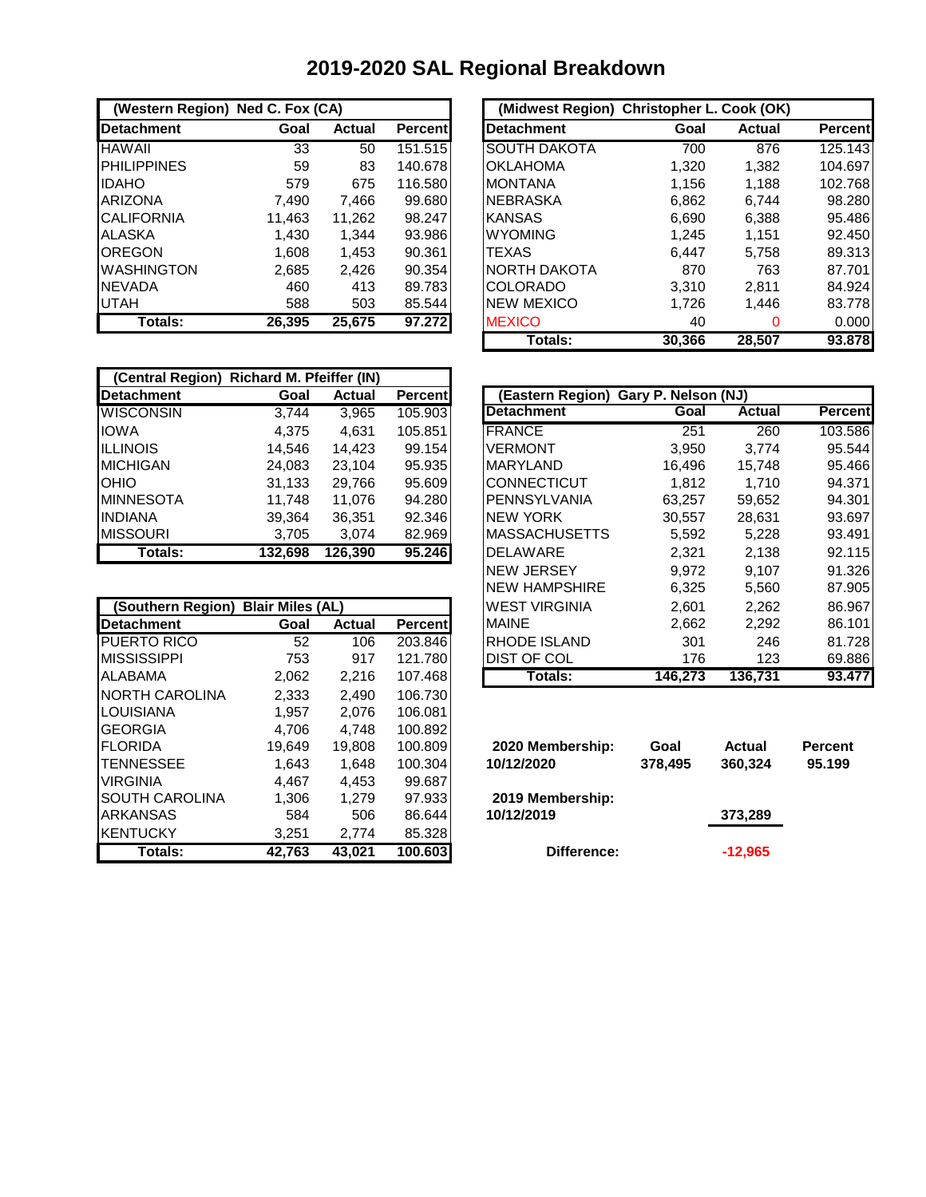# 2019-2020 SAL Regional Breakdown

| (Western Region) Ned C. Fox (CA) | | | |
|---|---|---|---|
| **Detachment** | **Goal** | **Actual** | **Percent** |
| HAWAII | 33 | 50 | 151.515 |
| PHILIPPINES | 59 | 83 | 140.678 |
| IDAHO | 579 | 675 | 116.580 |
| ARIZONA | 7,490 | 7,466 | 99.680 |
| CALIFORNIA | 11,463 | 11,262 | 98.247 |
| ALASKA | 1,430 | 1,344 | 93.986 |
| OREGON | 1,608 | 1,453 | 90.361 |
| WASHINGTON | 2,685 | 2,426 | 90.354 |
| NEVADA | 460 | 413 | 89.783 |
| UTAH | 588 | 503 | 85.544 |
| **Totals:** | **26,395** | **25,675** | **97.272** |

| (Midwest Region) Christopher L. Cook (OK) | | | |
|---|---|---|---|
| **Detachment** | **Goal** | **Actual** | **Percent** |
| SOUTH DAKOTA | 700 | 876 | 125.143 |
| OKLAHOMA | 1,320 | 1,382 | 104.697 |
| MONTANA | 1,156 | 1,188 | 102.768 |
| NEBRASKA | 6,862 | 6,744 | 98.280 |
| KANSAS | 6,690 | 6,388 | 95.486 |
| WYOMING | 1,245 | 1,151 | 92.450 |
| TEXAS | 6,447 | 5,758 | 89.313 |
| NORTH DAKOTA | 870 | 763 | 87.701 |
| COLORADO | 3,310 | 2,811 | 84.924 |
| NEW MEXICO | 1,726 | 1,446 | 83.778 |
| MEXICO | 40 | 0 | 0.000 |
| **Totals:** | **30,366** | **28,507** | **93.878** |

| (Central Region) Richard M. Pfeiffer (IN) | | | |
|---|---|---|---|
| **Detachment** | **Goal** | **Actual** | **Percent** |
| WISCONSIN | 3,744 | 3,965 | 105.903 |
| IOWA | 4,375 | 4,631 | 105.851 |
| ILLINOIS | 14,546 | 14,423 | 99.154 |
| MICHIGAN | 24,083 | 23,104 | 95.935 |
| OHIO | 31,133 | 29,766 | 95.609 |
| MINNESOTA | 11,748 | 11,076 | 94.280 |
| INDIANA | 39,364 | 36,351 | 92.346 |
| MISSOURI | 3,705 | 3,074 | 82.969 |
| **Totals:** | **132,698** | **126,390** | **95.246** |

| (Eastern Region) Gary P. Nelson (NJ) | | | |
|---|---|---|---|
| **Detachment** | **Goal** | **Actual** | **Percent** |
| FRANCE | 251 | 260 | 103.586 |
| VERMONT | 3,950 | 3,774 | 95.544 |
| MARYLAND | 16,496 | 15,748 | 95.466 |
| CONNECTICUT | 1,812 | 1,710 | 94.371 |
| PENNSYLVANIA | 63,257 | 59,652 | 94.301 |
| NEW YORK | 30,557 | 28,631 | 93.697 |
| MASSACHUSETTS | 5,592 | 5,228 | 93.491 |
| DELAWARE | 2,321 | 2,138 | 92.115 |
| NEW JERSEY | 9,972 | 9,107 | 91.326 |
| NEW HAMPSHIRE | 6,325 | 5,560 | 87.905 |
| WEST VIRGINIA | 2,601 | 2,262 | 86.967 |
| MAINE | 2,662 | 2,292 | 86.101 |
| RHODE ISLAND | 301 | 246 | 81.728 |
| DIST OF COL | 176 | 123 | 69.886 |
| **Totals:** | **146,273** | **136,731** | **93.477** |

| (Southern Region) Blair Miles (AL) | | | |
|---|---|---|---|
| **Detachment** | **Goal** | **Actual** | **Percent** |
| PUERTO RICO | 52 | 106 | 203.846 |
| MISSISSIPPI | 753 | 917 | 121.780 |
| ALABAMA | 2,062 | 2,216 | 107.468 |
| NORTH CAROLINA | 2,333 | 2,490 | 106.730 |
| LOUISIANA | 1,957 | 2,076 | 106.081 |
| GEORGIA | 4,706 | 4,748 | 100.892 |
| FLORIDA | 19,649 | 19,808 | 100.809 |
| TENNESSEE | 1,643 | 1,648 | 100.304 |
| VIRGINIA | 4,467 | 4,453 | 99.687 |
| SOUTH CAROLINA | 1,306 | 1,279 | 97.933 |
| ARKANSAS | 584 | 506 | 86.644 |
| KENTUCKY | 3,251 | 2,774 | 85.328 |
| **Totals:** | **42,763** | **43,021** | **100.603** |

| | | | |
|---|---|---|---|
| **2020 Membership:** | **Goal** | **Actual** | **Percent** |
| **10/12/2020** | **378,495** | **360,324** | **95.199** |
| **2019 Membership:** | | | |
| **10/12/2019** | | **373,289** | |
| **Difference:** | | **-12,965** | |